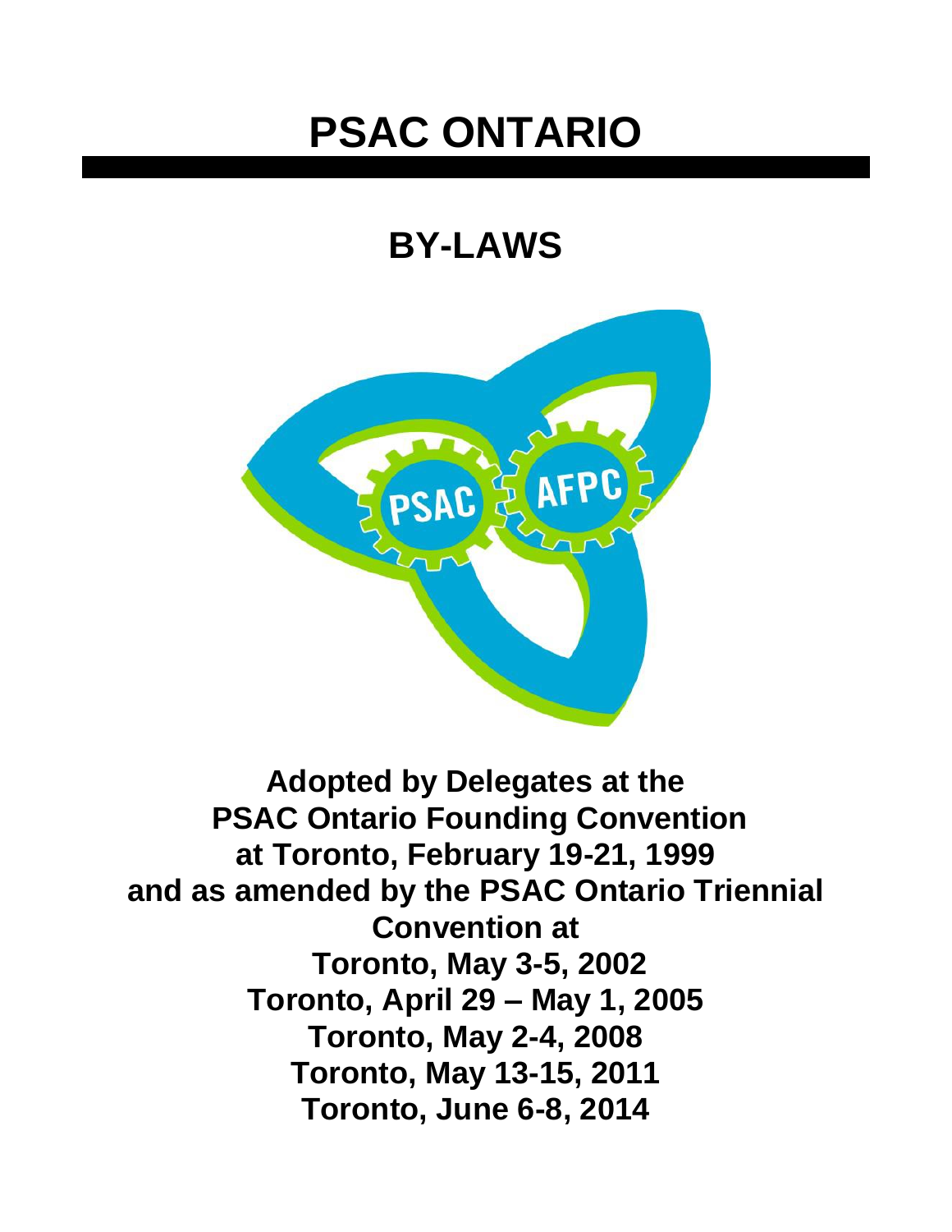# PSAC ONTARIO

## BY-LAWS

**Adopted by Delegates at the PSAC Ontario Founding Convention at Toronto, February 19-21, 1999 and as amended by the PSAC Ontario Triennial Convention at**

**Toronto, May 3-5, 2002**
**Toronto, April 29 – May 1, 2005**
**Toronto, May 2-4, 2008**
**Toronto, May 13-15, 2011**
**Toronto, June 6-8, 2014**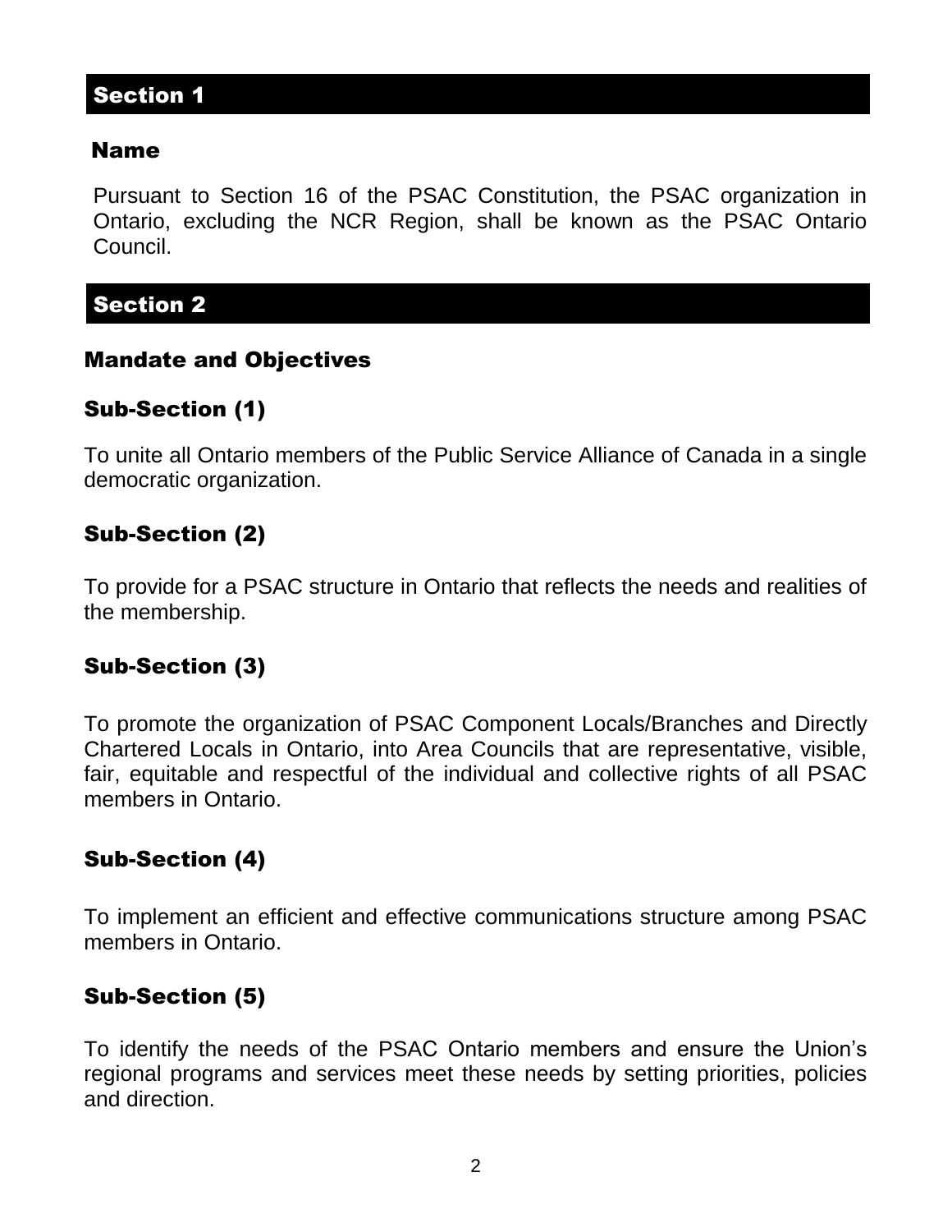## Section 1

### Name

Pursuant to Section 16 of the PSAC Constitution, the PSAC organization in Ontario, excluding the NCR Region, shall be known as the PSAC Ontario Council.

## Section 2

### Mandate and Objectives

#### Sub-Section (1)

To unite all Ontario members of the Public Service Alliance of Canada in a single democratic organization.

#### Sub-Section (2)

To provide for a PSAC structure in Ontario that reflects the needs and realities of the membership.

#### Sub-Section (3)

To promote the organization of PSAC Component Locals/Branches and Directly Chartered Locals in Ontario, into Area Councils that are representative, visible, fair, equitable and respectful of the individual and collective rights of all PSAC members in Ontario.

#### Sub-Section (4)

To implement an efficient and effective communications structure among PSAC members in Ontario.

#### Sub-Section (5)

To identify the needs of the PSAC Ontario members and ensure the Union's regional programs and services meet these needs by setting priorities, policies and direction.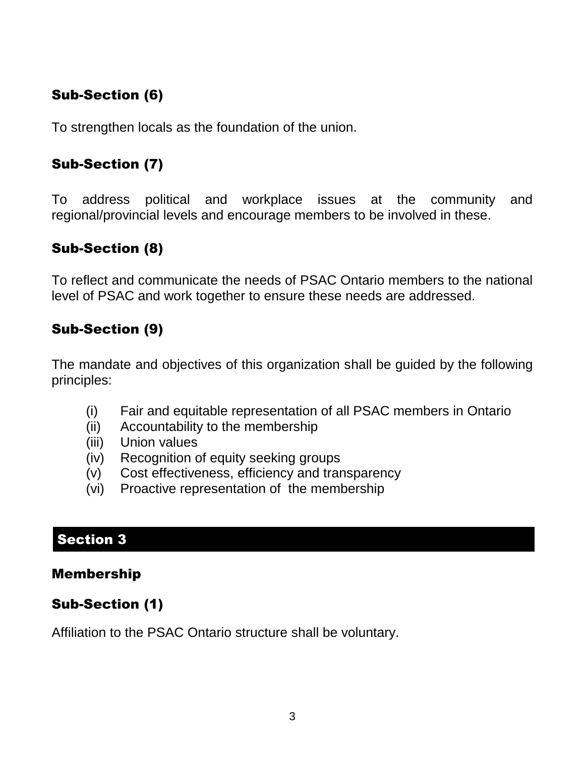### Sub-Section (6)

To strengthen locals as the foundation of the union.

### Sub-Section (7)

To address political and workplace issues at the community and regional/provincial levels and encourage members to be involved in these.

### Sub-Section (8)

To reflect and communicate the needs of PSAC Ontario members to the national level of PSAC and work together to ensure these needs are addressed.

### Sub-Section (9)

The mandate and objectives of this organization shall be guided by the following principles:

- (i) Fair and equitable representation of all PSAC members in Ontario
- (ii) Accountability to the membership
- (iii) Union values
- (iv) Recognition of equity seeking groups
- (v) Cost effectiveness, efficiency and transparency
- (vi) Proactive representation of the membership

## Section 3

### Membership

### Sub-Section (1)

Affiliation to the PSAC Ontario structure shall be voluntary.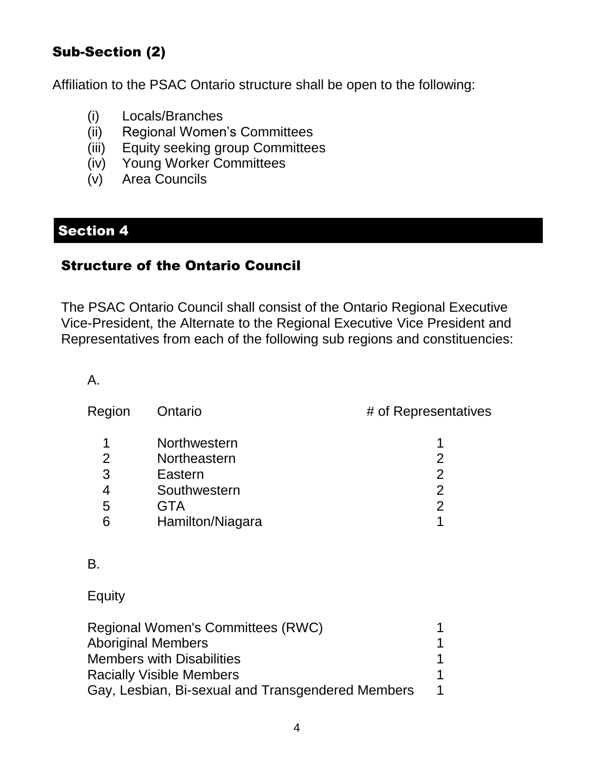### Sub-Section (2)

Affiliation to the PSAC Ontario structure shall be open to the following:

(i) Locals/Branches
(ii) Regional Women's Committees
(iii) Equity seeking group Committees
(iv) Young Worker Committees
(v) Area Councils

## Section 4

### Structure of the Ontario Council

The PSAC Ontario Council shall consist of the Ontario Regional Executive Vice-President, the Alternate to the Regional Executive Vice President and Representatives from each of the following sub regions and constituencies:

A.

| Region | Ontario | # of Representatives |
|---|---|---|
| 1 | Northwestern | 1 |
| 2 | Northeastern | 2 |
| 3 | Eastern | 2 |
| 4 | Southwestern | 2 |
| 5 | GTA | 2 |
| 6 | Hamilton/Niagara | 1 |

B.

Equity

| | |
|---|---|
| Regional Women's Committees (RWC) | 1 |
| Aboriginal Members | 1 |
| Members with Disabilities | 1 |
| Racially Visible Members | 1 |
| Gay, Lesbian, Bi-sexual and Transgendered Members | 1 |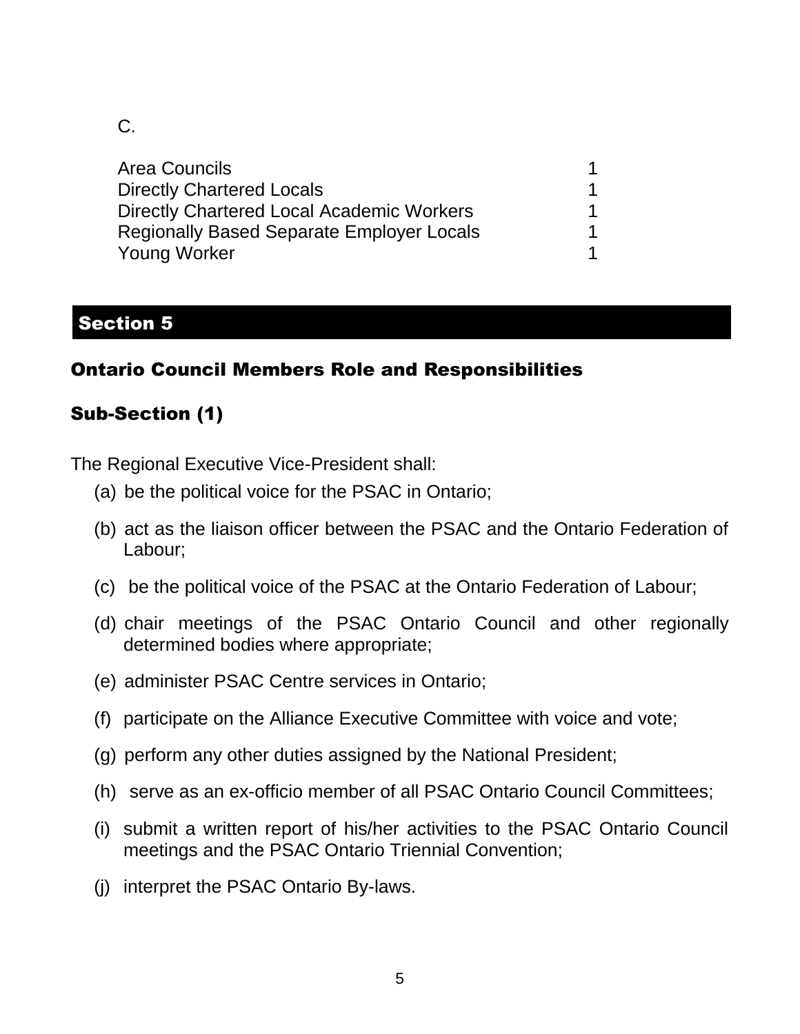C.

| | |
|---|---|
| Area Councils | 1 |
| Directly Chartered Locals | 1 |
| Directly Chartered Local Academic Workers | 1 |
| Regionally Based Separate Employer Locals | 1 |
| Young Worker | 1 |

## Section 5

### Ontario Council Members Role and Responsibilities

### Sub-Section (1)

The Regional Executive Vice-President shall:

(a) be the political voice for the PSAC in Ontario;

(b) act as the liaison officer between the PSAC and the Ontario Federation of Labour;

(c) be the political voice of the PSAC at the Ontario Federation of Labour;

(d) chair meetings of the PSAC Ontario Council and other regionally determined bodies where appropriate;

(e) administer PSAC Centre services in Ontario;

(f) participate on the Alliance Executive Committee with voice and vote;

(g) perform any other duties assigned by the National President;

(h) serve as an ex-officio member of all PSAC Ontario Council Committees;

(i) submit a written report of his/her activities to the PSAC Ontario Council meetings and the PSAC Ontario Triennial Convention;

(j) interpret the PSAC Ontario By-laws.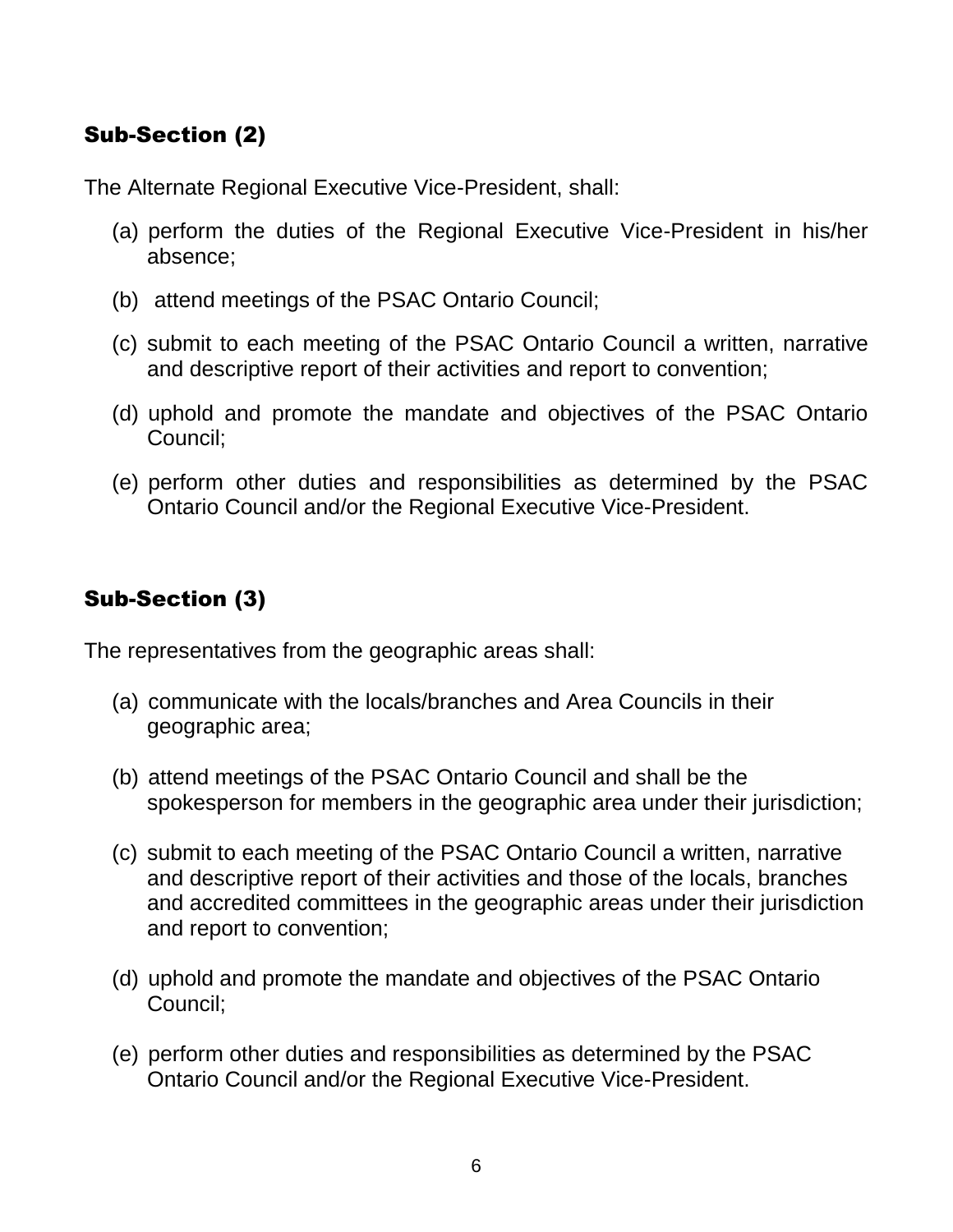### Sub-Section (2)

The Alternate Regional Executive Vice-President, shall:

(a) perform the duties of the Regional Executive Vice-President in his/her absence;

(b) attend meetings of the PSAC Ontario Council;

(c) submit to each meeting of the PSAC Ontario Council a written, narrative and descriptive report of their activities and report to convention;

(d) uphold and promote the mandate and objectives of the PSAC Ontario Council;

(e) perform other duties and responsibilities as determined by the PSAC Ontario Council and/or the Regional Executive Vice-President.

### Sub-Section (3)

The representatives from the geographic areas shall:

(a) communicate with the locals/branches and Area Councils in their geographic area;

(b) attend meetings of the PSAC Ontario Council and shall be the spokesperson for members in the geographic area under their jurisdiction;

(c) submit to each meeting of the PSAC Ontario Council a written, narrative and descriptive report of their activities and those of the locals, branches and accredited committees in the geographic areas under their jurisdiction and report to convention;

(d) uphold and promote the mandate and objectives of the PSAC Ontario Council;

(e) perform other duties and responsibilities as determined by the PSAC Ontario Council and/or the Regional Executive Vice-President.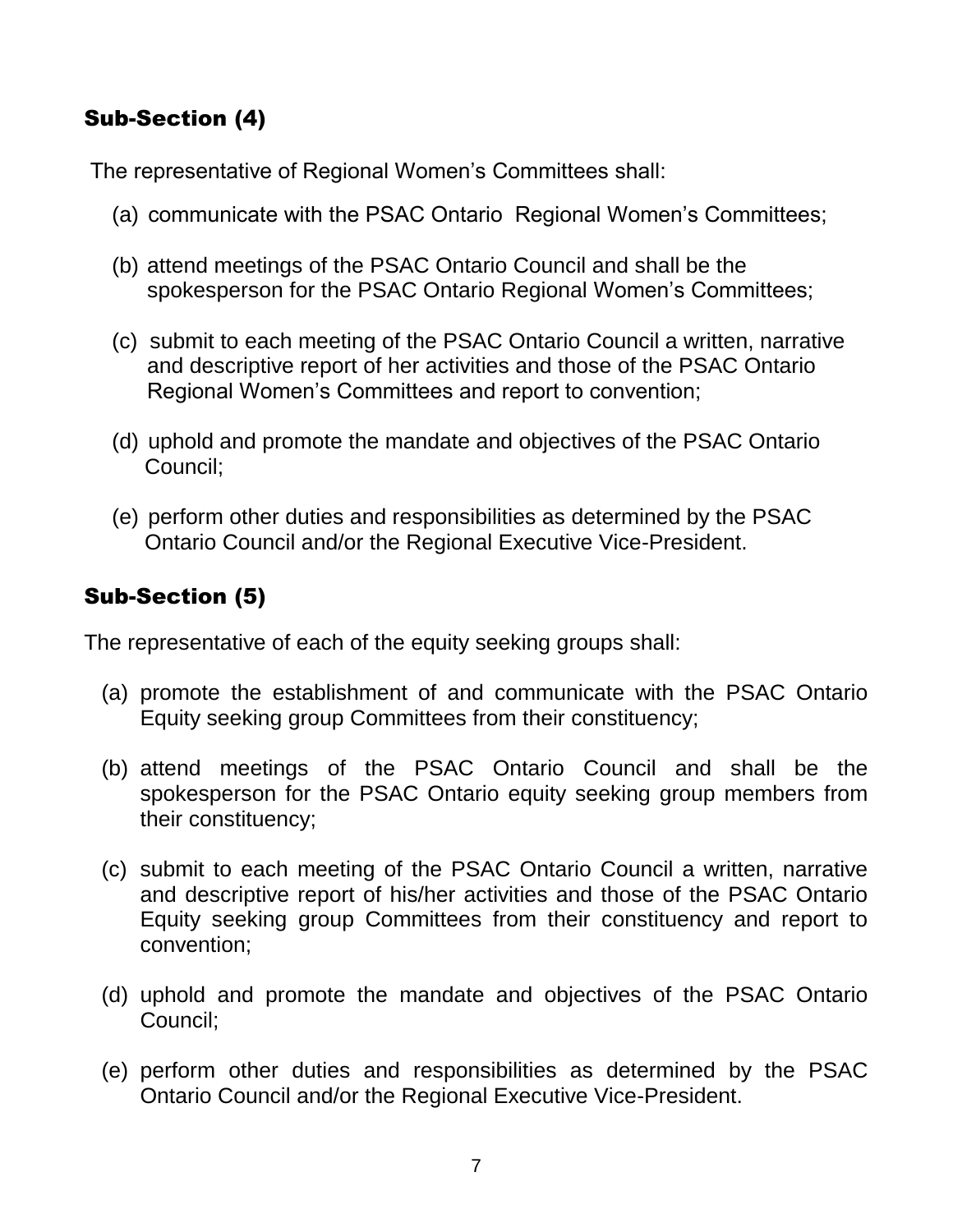## Sub-Section (4)

The representative of Regional Women's Committees shall:

(a) communicate with the PSAC Ontario Regional Women's Committees;

(b) attend meetings of the PSAC Ontario Council and shall be the spokesperson for the PSAC Ontario Regional Women's Committees;

(c) submit to each meeting of the PSAC Ontario Council a written, narrative and descriptive report of her activities and those of the PSAC Ontario Regional Women's Committees and report to convention;

(d) uphold and promote the mandate and objectives of the PSAC Ontario Council;

(e) perform other duties and responsibilities as determined by the PSAC Ontario Council and/or the Regional Executive Vice-President.

## Sub-Section (5)

The representative of each of the equity seeking groups shall:

(a) promote the establishment of and communicate with the PSAC Ontario Equity seeking group Committees from their constituency;

(b) attend meetings of the PSAC Ontario Council and shall be the spokesperson for the PSAC Ontario equity seeking group members from their constituency;

(c) submit to each meeting of the PSAC Ontario Council a written, narrative and descriptive report of his/her activities and those of the PSAC Ontario Equity seeking group Committees from their constituency and report to convention;

(d) uphold and promote the mandate and objectives of the PSAC Ontario Council;

(e) perform other duties and responsibilities as determined by the PSAC Ontario Council and/or the Regional Executive Vice-President.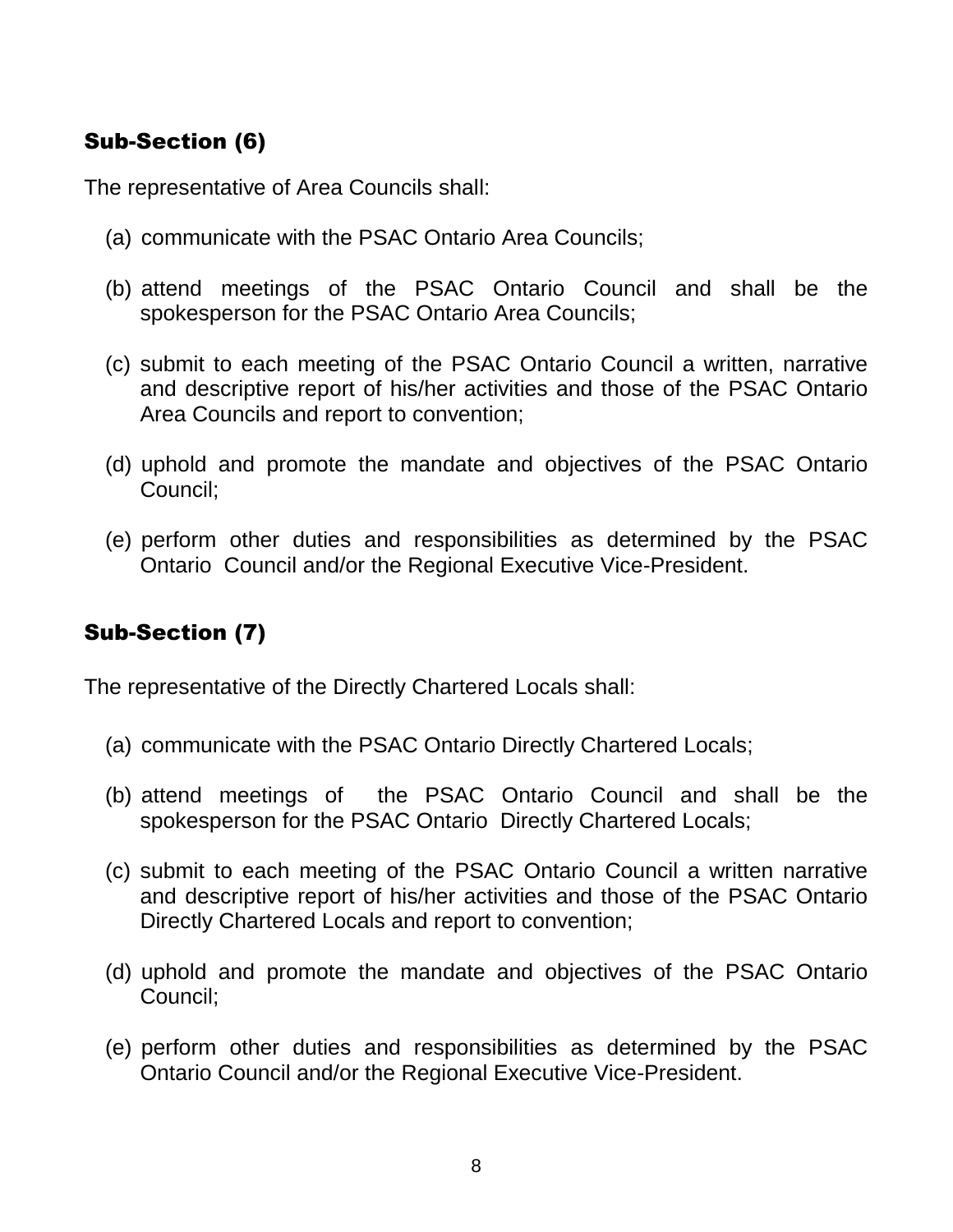### Sub-Section (6)

The representative of Area Councils shall:

(a) communicate with the PSAC Ontario Area Councils;

(b) attend meetings of the PSAC Ontario Council and shall be the spokesperson for the PSAC Ontario Area Councils;

(c) submit to each meeting of the PSAC Ontario Council a written, narrative and descriptive report of his/her activities and those of the PSAC Ontario Area Councils and report to convention;

(d) uphold and promote the mandate and objectives of the PSAC Ontario Council;

(e) perform other duties and responsibilities as determined by the PSAC Ontario Council and/or the Regional Executive Vice-President.

### Sub-Section (7)

The representative of the Directly Chartered Locals shall:

(a) communicate with the PSAC Ontario Directly Chartered Locals;

(b) attend meetings of the PSAC Ontario Council and shall be the spokesperson for the PSAC Ontario Directly Chartered Locals;

(c) submit to each meeting of the PSAC Ontario Council a written narrative and descriptive report of his/her activities and those of the PSAC Ontario Directly Chartered Locals and report to convention;

(d) uphold and promote the mandate and objectives of the PSAC Ontario Council;

(e) perform other duties and responsibilities as determined by the PSAC Ontario Council and/or the Regional Executive Vice-President.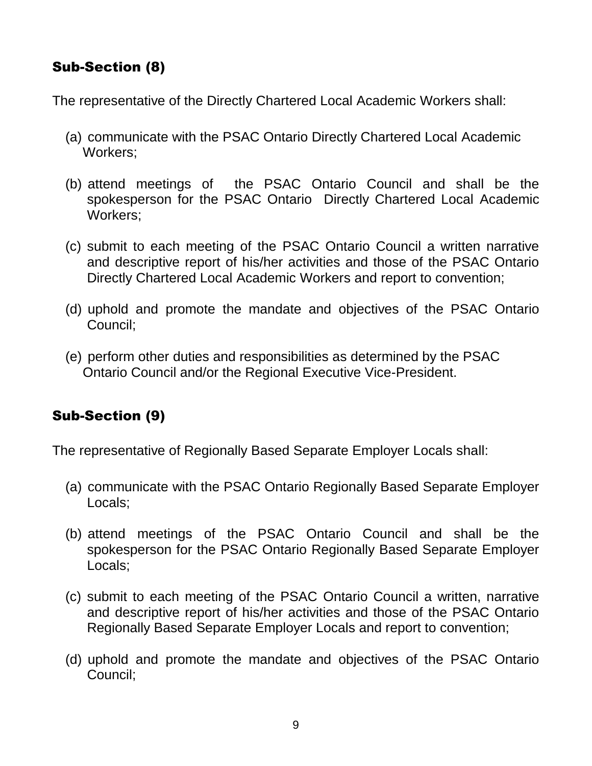## Sub-Section (8)

The representative of the Directly Chartered Local Academic Workers shall:

(a) communicate with the PSAC Ontario Directly Chartered Local Academic Workers;

(b) attend meetings of the PSAC Ontario Council and shall be the spokesperson for the PSAC Ontario Directly Chartered Local Academic Workers;

(c) submit to each meeting of the PSAC Ontario Council a written narrative and descriptive report of his/her activities and those of the PSAC Ontario Directly Chartered Local Academic Workers and report to convention;

(d) uphold and promote the mandate and objectives of the PSAC Ontario Council;

(e) perform other duties and responsibilities as determined by the PSAC Ontario Council and/or the Regional Executive Vice-President.

## Sub-Section (9)

The representative of Regionally Based Separate Employer Locals shall:

(a) communicate with the PSAC Ontario Regionally Based Separate Employer Locals;

(b) attend meetings of the PSAC Ontario Council and shall be the spokesperson for the PSAC Ontario Regionally Based Separate Employer Locals;

(c) submit to each meeting of the PSAC Ontario Council a written, narrative and descriptive report of his/her activities and those of the PSAC Ontario Regionally Based Separate Employer Locals and report to convention;

(d) uphold and promote the mandate and objectives of the PSAC Ontario Council;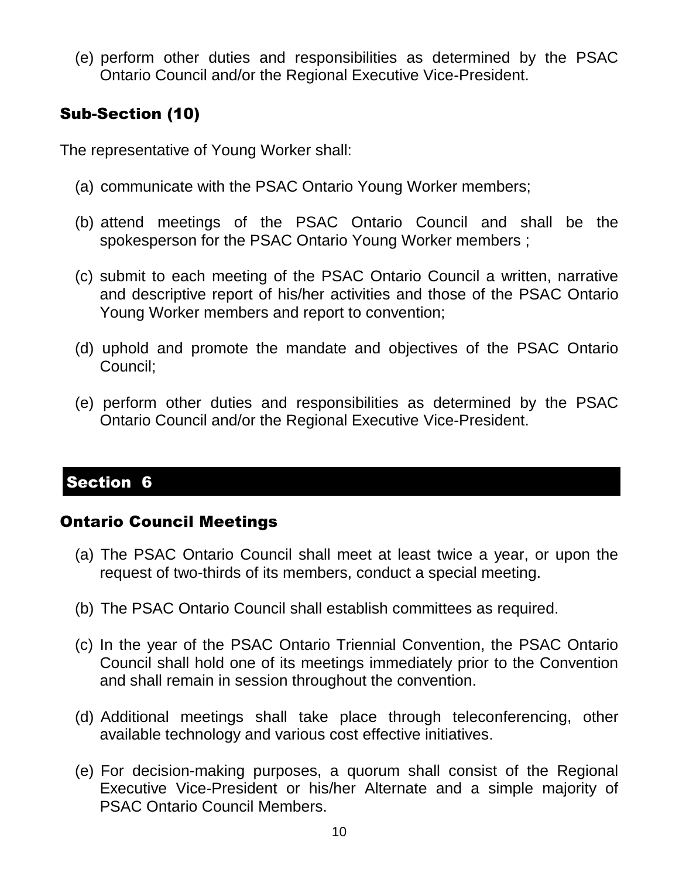(e) perform other duties and responsibilities as determined by the PSAC Ontario Council and/or the Regional Executive Vice-President.

### Sub-Section (10)

The representative of Young Worker shall:

(a) communicate with the PSAC Ontario Young Worker members;

(b) attend meetings of the PSAC Ontario Council and shall be the spokesperson for the PSAC Ontario Young Worker members ;

(c) submit to each meeting of the PSAC Ontario Council a written, narrative and descriptive report of his/her activities and those of the PSAC Ontario Young Worker members and report to convention;

(d) uphold and promote the mandate and objectives of the PSAC Ontario Council;

(e) perform other duties and responsibilities as determined by the PSAC Ontario Council and/or the Regional Executive Vice-President.

## Section 6

### Ontario Council Meetings

(a) The PSAC Ontario Council shall meet at least twice a year, or upon the request of two-thirds of its members, conduct a special meeting.

(b) The PSAC Ontario Council shall establish committees as required.

(c) In the year of the PSAC Ontario Triennial Convention, the PSAC Ontario Council shall hold one of its meetings immediately prior to the Convention and shall remain in session throughout the convention.

(d) Additional meetings shall take place through teleconferencing, other available technology and various cost effective initiatives.

(e) For decision-making purposes, a quorum shall consist of the Regional Executive Vice-President or his/her Alternate and a simple majority of PSAC Ontario Council Members.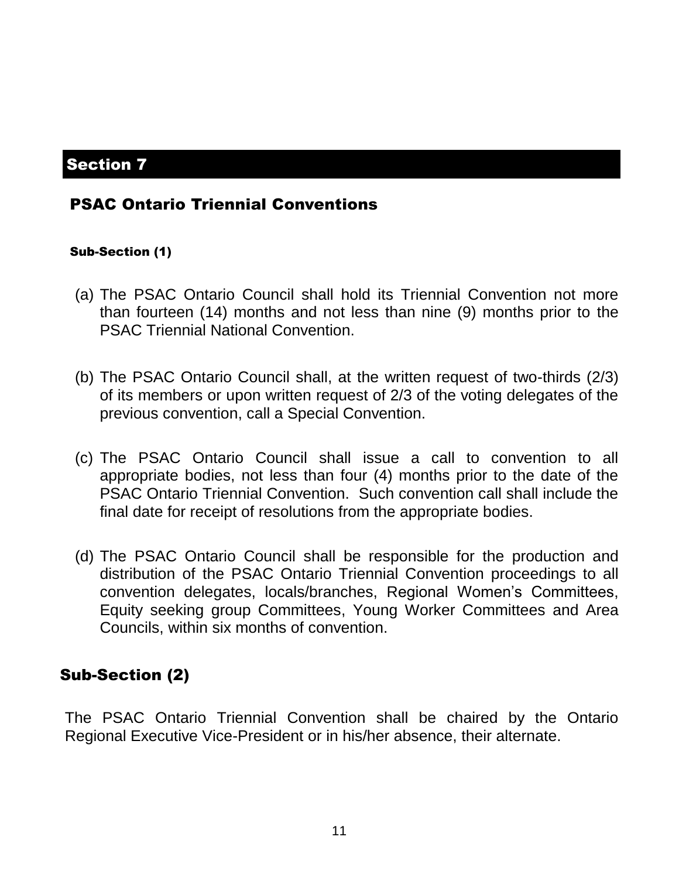## Section 7

### PSAC Ontario Triennial Conventions

#### Sub-Section (1)

(a) The PSAC Ontario Council shall hold its Triennial Convention not more than fourteen (14) months and not less than nine (9) months prior to the PSAC Triennial National Convention.

(b) The PSAC Ontario Council shall, at the written request of two-thirds (2/3) of its members or upon written request of 2/3 of the voting delegates of the previous convention, call a Special Convention.

(c) The PSAC Ontario Council shall issue a call to convention to all appropriate bodies, not less than four (4) months prior to the date of the PSAC Ontario Triennial Convention. Such convention call shall include the final date for receipt of resolutions from the appropriate bodies.

(d) The PSAC Ontario Council shall be responsible for the production and distribution of the PSAC Ontario Triennial Convention proceedings to all convention delegates, locals/branches, Regional Women's Committees, Equity seeking group Committees, Young Worker Committees and Area Councils, within six months of convention.

#### Sub-Section (2)

The PSAC Ontario Triennial Convention shall be chaired by the Ontario Regional Executive Vice-President or in his/her absence, their alternate.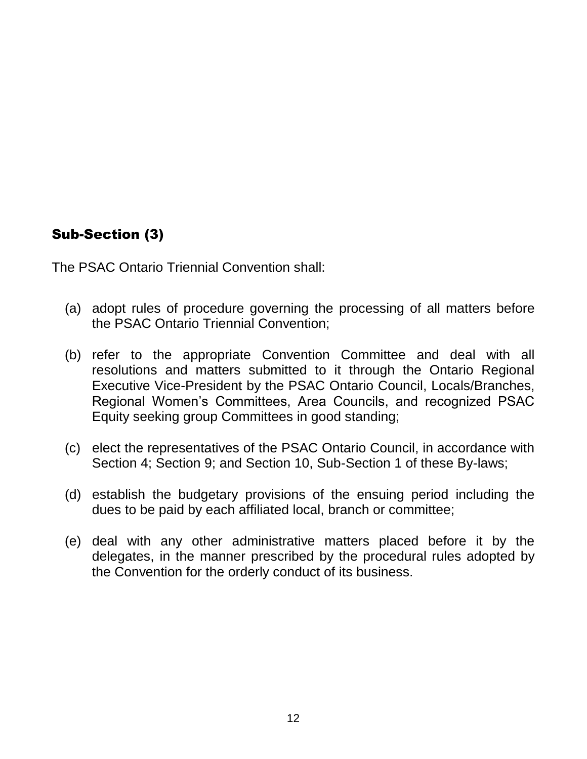## Sub-Section (3)

The PSAC Ontario Triennial Convention shall:

(a) adopt rules of procedure governing the processing of all matters before the PSAC Ontario Triennial Convention;

(b) refer to the appropriate Convention Committee and deal with all resolutions and matters submitted to it through the Ontario Regional Executive Vice-President by the PSAC Ontario Council, Locals/Branches, Regional Women's Committees, Area Councils, and recognized PSAC Equity seeking group Committees in good standing;

(c) elect the representatives of the PSAC Ontario Council, in accordance with Section 4; Section 9; and Section 10, Sub-Section 1 of these By-laws;

(d) establish the budgetary provisions of the ensuing period including the dues to be paid by each affiliated local, branch or committee;

(e) deal with any other administrative matters placed before it by the delegates, in the manner prescribed by the procedural rules adopted by the Convention for the orderly conduct of its business.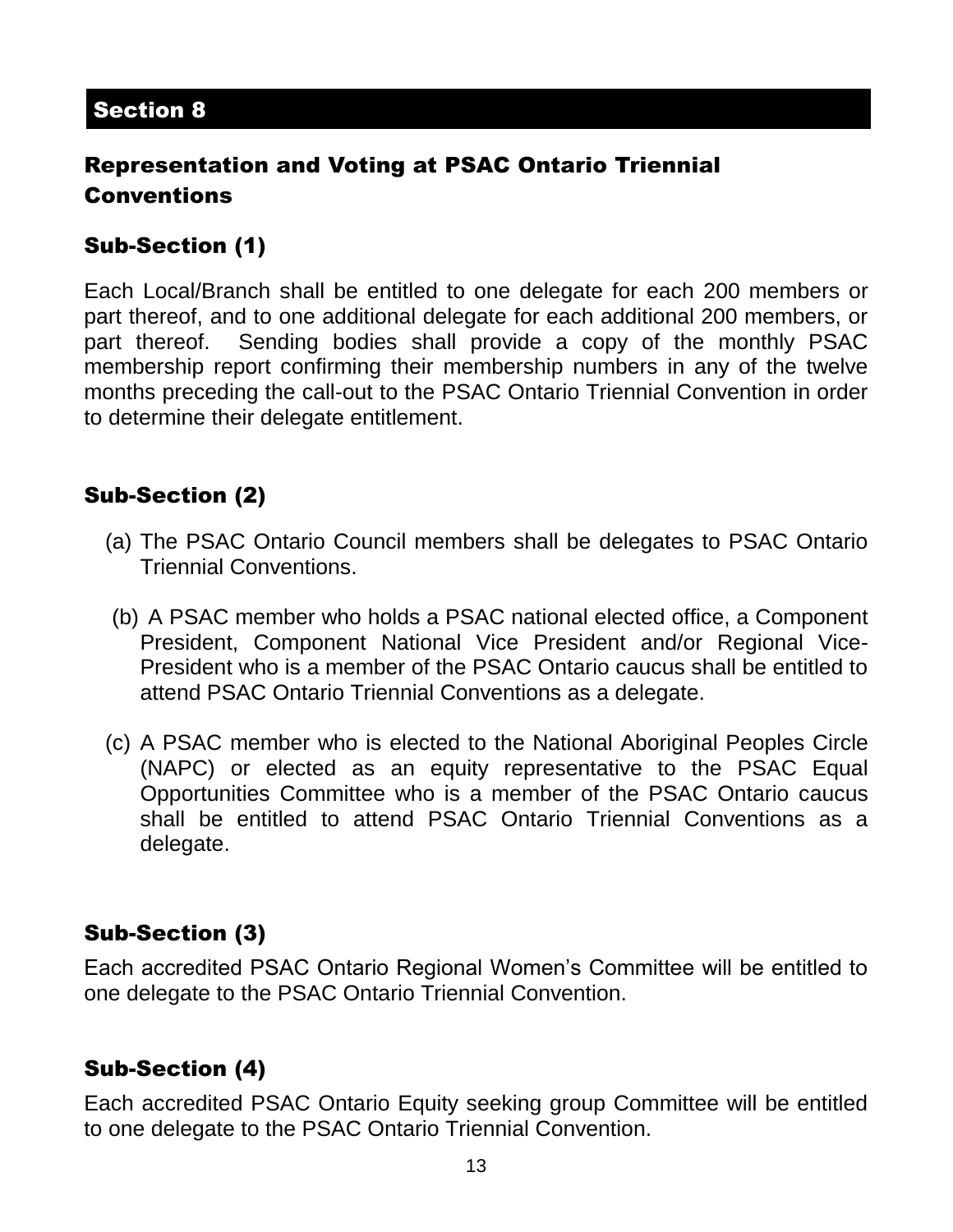## Section 8

### Representation and Voting at PSAC Ontario Triennial Conventions

#### Sub-Section (1)

Each Local/Branch shall be entitled to one delegate for each 200 members or part thereof, and to one additional delegate for each additional 200 members, or part thereof. Sending bodies shall provide a copy of the monthly PSAC membership report confirming their membership numbers in any of the twelve months preceding the call-out to the PSAC Ontario Triennial Convention in order to determine their delegate entitlement.

#### Sub-Section (2)

(a) The PSAC Ontario Council members shall be delegates to PSAC Ontario Triennial Conventions.

(b) A PSAC member who holds a PSAC national elected office, a Component President, Component National Vice President and/or Regional Vice-President who is a member of the PSAC Ontario caucus shall be entitled to attend PSAC Ontario Triennial Conventions as a delegate.

(c) A PSAC member who is elected to the National Aboriginal Peoples Circle (NAPC) or elected as an equity representative to the PSAC Equal Opportunities Committee who is a member of the PSAC Ontario caucus shall be entitled to attend PSAC Ontario Triennial Conventions as a delegate.

#### Sub-Section (3)

Each accredited PSAC Ontario Regional Women's Committee will be entitled to one delegate to the PSAC Ontario Triennial Convention.

#### Sub-Section (4)

Each accredited PSAC Ontario Equity seeking group Committee will be entitled to one delegate to the PSAC Ontario Triennial Convention.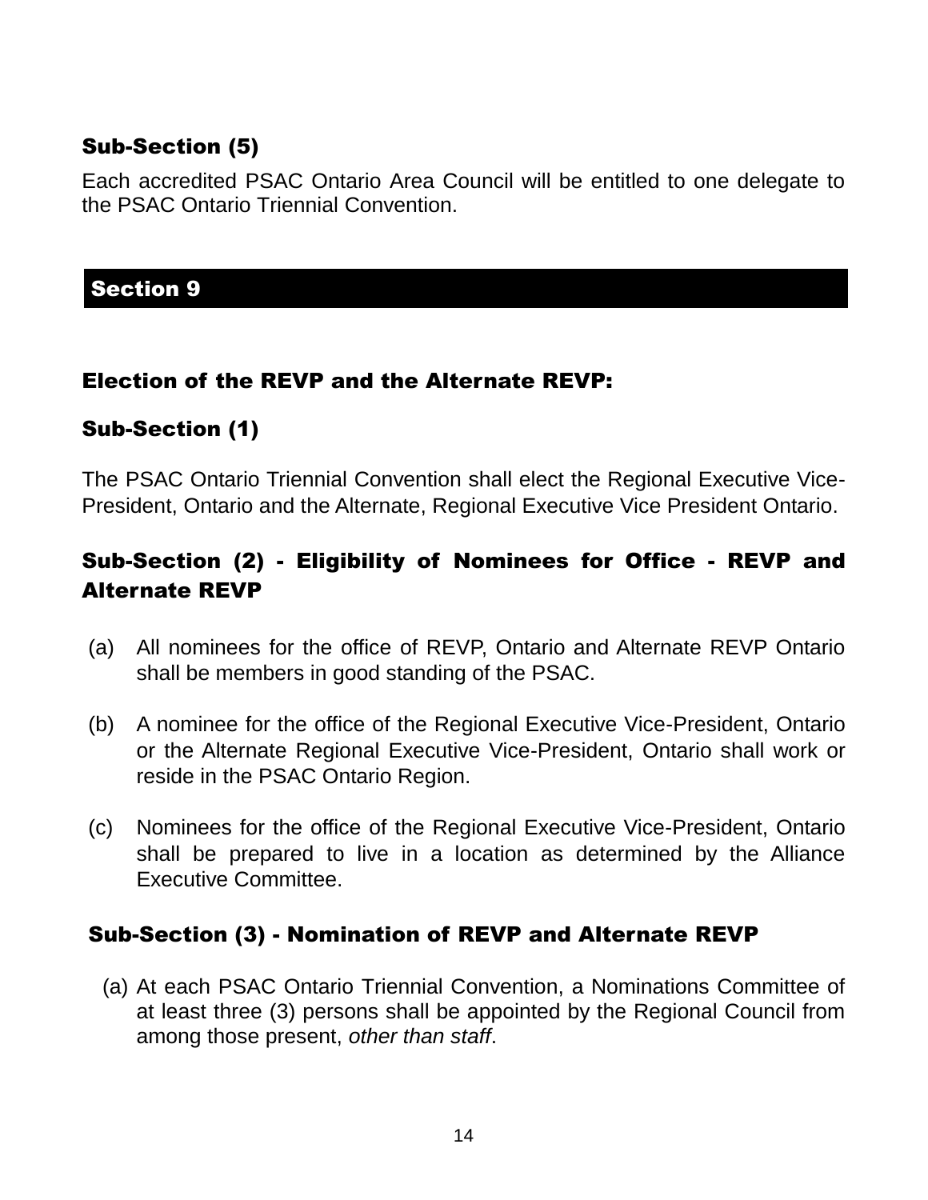### Sub-Section (5)

Each accredited PSAC Ontario Area Council will be entitled to one delegate to the PSAC Ontario Triennial Convention.

## Section 9

### Election of the REVP and the Alternate REVP:

### Sub-Section (1)

The PSAC Ontario Triennial Convention shall elect the Regional Executive Vice-President, Ontario and the Alternate, Regional Executive Vice President Ontario.

### Sub-Section (2) - Eligibility of Nominees for Office - REVP and Alternate REVP

(a) All nominees for the office of REVP, Ontario and Alternate REVP Ontario shall be members in good standing of the PSAC.

(b) A nominee for the office of the Regional Executive Vice-President, Ontario or the Alternate Regional Executive Vice-President, Ontario shall work or reside in the PSAC Ontario Region.

(c) Nominees for the office of the Regional Executive Vice-President, Ontario shall be prepared to live in a location as determined by the Alliance Executive Committee.

### Sub-Section (3) - Nomination of REVP and Alternate REVP

(a) At each PSAC Ontario Triennial Convention, a Nominations Committee of at least three (3) persons shall be appointed by the Regional Council from among those present, *other than staff*.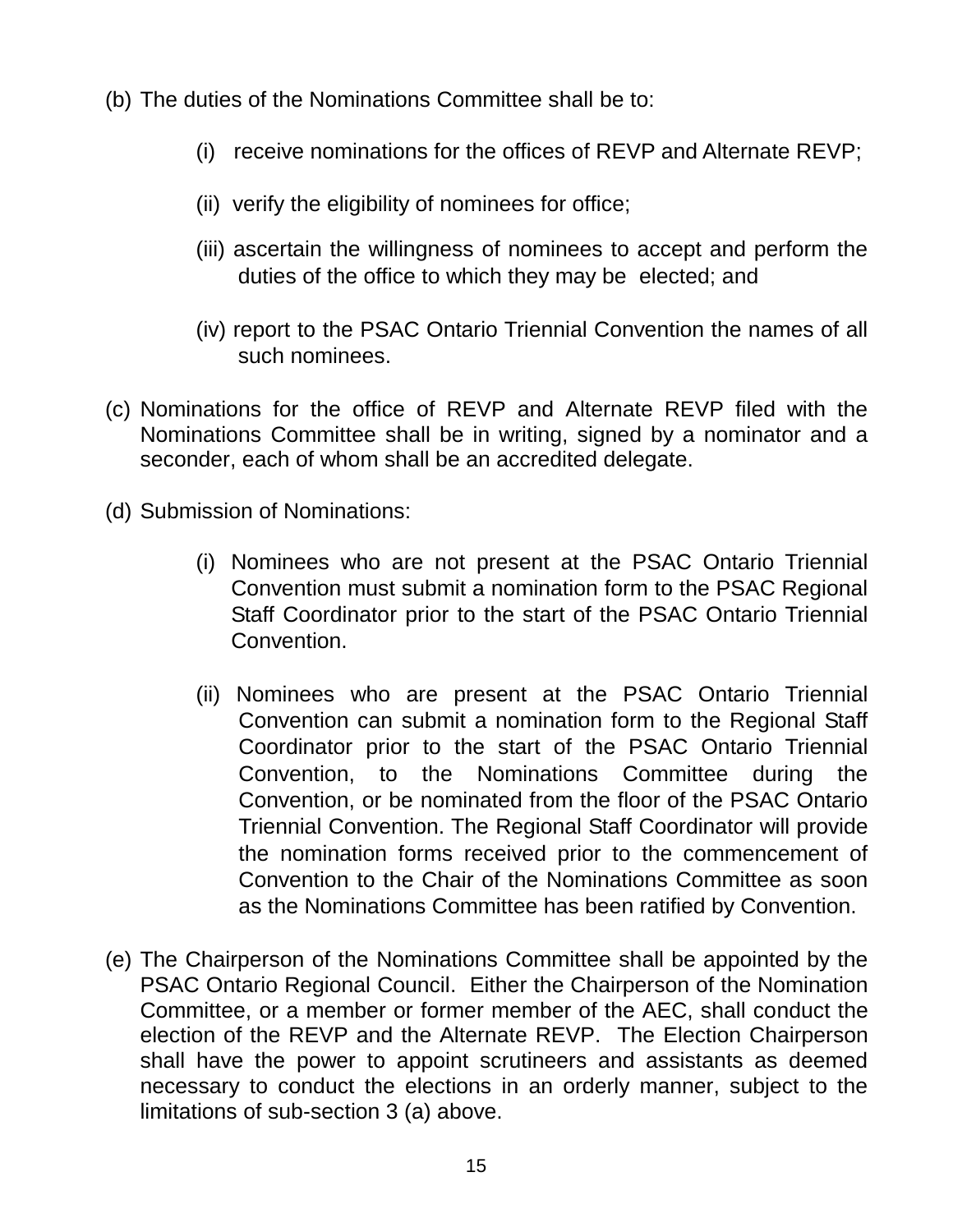(b) The duties of the Nominations Committee shall be to:

   (i) receive nominations for the offices of REVP and Alternate REVP;

   (ii) verify the eligibility of nominees for office;

   (iii) ascertain the willingness of nominees to accept and perform the duties of the office to which they may be elected; and

   (iv) report to the PSAC Ontario Triennial Convention the names of all such nominees.

(c) Nominations for the office of REVP and Alternate REVP filed with the Nominations Committee shall be in writing, signed by a nominator and a seconder, each of whom shall be an accredited delegate.

(d) Submission of Nominations:

   (i) Nominees who are not present at the PSAC Ontario Triennial Convention must submit a nomination form to the PSAC Regional Staff Coordinator prior to the start of the PSAC Ontario Triennial Convention.

   (ii) Nominees who are present at the PSAC Ontario Triennial Convention can submit a nomination form to the Regional Staff Coordinator prior to the start of the PSAC Ontario Triennial Convention, to the Nominations Committee during the Convention, or be nominated from the floor of the PSAC Ontario Triennial Convention. The Regional Staff Coordinator will provide the nomination forms received prior to the commencement of Convention to the Chair of the Nominations Committee as soon as the Nominations Committee has been ratified by Convention.

(e) The Chairperson of the Nominations Committee shall be appointed by the PSAC Ontario Regional Council. Either the Chairperson of the Nomination Committee, or a member or former member of the AEC, shall conduct the election of the REVP and the Alternate REVP. The Election Chairperson shall have the power to appoint scrutineers and assistants as deemed necessary to conduct the elections in an orderly manner, subject to the limitations of sub-section 3 (a) above.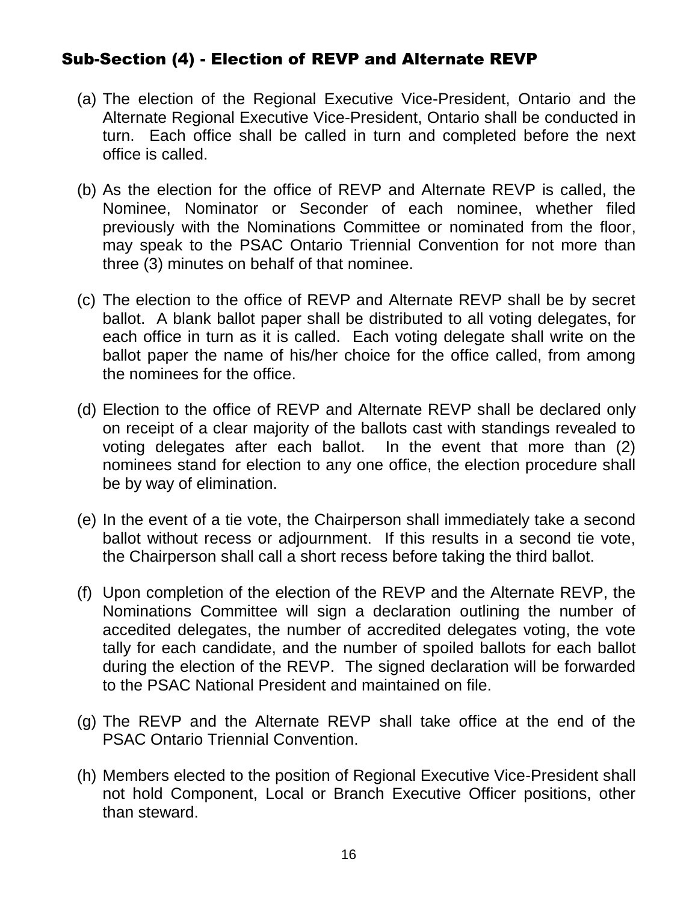### Sub-Section (4) - Election of REVP and Alternate REVP

(a) The election of the Regional Executive Vice-President, Ontario and the Alternate Regional Executive Vice-President, Ontario shall be conducted in turn. Each office shall be called in turn and completed before the next office is called.

(b) As the election for the office of REVP and Alternate REVP is called, the Nominee, Nominator or Seconder of each nominee, whether filed previously with the Nominations Committee or nominated from the floor, may speak to the PSAC Ontario Triennial Convention for not more than three (3) minutes on behalf of that nominee.

(c) The election to the office of REVP and Alternate REVP shall be by secret ballot. A blank ballot paper shall be distributed to all voting delegates, for each office in turn as it is called. Each voting delegate shall write on the ballot paper the name of his/her choice for the office called, from among the nominees for the office.

(d) Election to the office of REVP and Alternate REVP shall be declared only on receipt of a clear majority of the ballots cast with standings revealed to voting delegates after each ballot. In the event that more than (2) nominees stand for election to any one office, the election procedure shall be by way of elimination.

(e) In the event of a tie vote, the Chairperson shall immediately take a second ballot without recess or adjournment. If this results in a second tie vote, the Chairperson shall call a short recess before taking the third ballot.

(f) Upon completion of the election of the REVP and the Alternate REVP, the Nominations Committee will sign a declaration outlining the number of accedited delegates, the number of accredited delegates voting, the vote tally for each candidate, and the number of spoiled ballots for each ballot during the election of the REVP. The signed declaration will be forwarded to the PSAC National President and maintained on file.

(g) The REVP and the Alternate REVP shall take office at the end of the PSAC Ontario Triennial Convention.

(h) Members elected to the position of Regional Executive Vice-President shall not hold Component, Local or Branch Executive Officer positions, other than steward.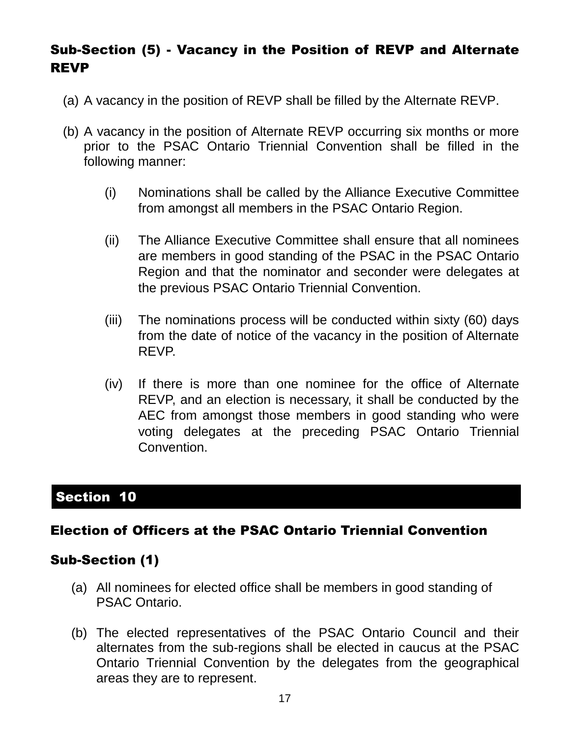### Sub-Section (5) - Vacancy in the Position of REVP and Alternate REVP

(a) A vacancy in the position of REVP shall be filled by the Alternate REVP.

(b) A vacancy in the position of Alternate REVP occurring six months or more prior to the PSAC Ontario Triennial Convention shall be filled in the following manner:

   (i) Nominations shall be called by the Alliance Executive Committee from amongst all members in the PSAC Ontario Region.

   (ii) The Alliance Executive Committee shall ensure that all nominees are members in good standing of the PSAC in the PSAC Ontario Region and that the nominator and seconder were delegates at the previous PSAC Ontario Triennial Convention.

   (iii) The nominations process will be conducted within sixty (60) days from the date of notice of the vacancy in the position of Alternate REVP.

   (iv) If there is more than one nominee for the office of Alternate REVP, and an election is necessary, it shall be conducted by the AEC from amongst those members in good standing who were voting delegates at the preceding PSAC Ontario Triennial Convention.

## Section 10

### Election of Officers at the PSAC Ontario Triennial Convention

### Sub-Section (1)

(a) All nominees for elected office shall be members in good standing of PSAC Ontario.

(b) The elected representatives of the PSAC Ontario Council and their alternates from the sub-regions shall be elected in caucus at the PSAC Ontario Triennial Convention by the delegates from the geographical areas they are to represent.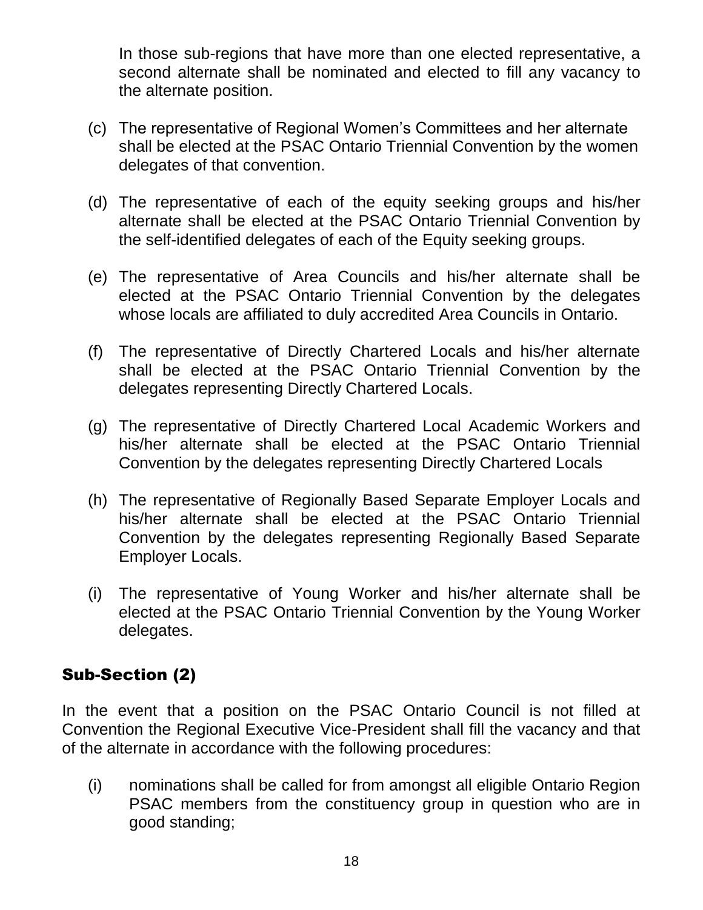In those sub-regions that have more than one elected representative, a second alternate shall be nominated and elected to fill any vacancy to the alternate position.

(c) The representative of Regional Women's Committees and her alternate shall be elected at the PSAC Ontario Triennial Convention by the women delegates of that convention.

(d) The representative of each of the equity seeking groups and his/her alternate shall be elected at the PSAC Ontario Triennial Convention by the self-identified delegates of each of the Equity seeking groups.

(e) The representative of Area Councils and his/her alternate shall be elected at the PSAC Ontario Triennial Convention by the delegates whose locals are affiliated to duly accredited Area Councils in Ontario.

(f) The representative of Directly Chartered Locals and his/her alternate shall be elected at the PSAC Ontario Triennial Convention by the delegates representing Directly Chartered Locals.

(g) The representative of Directly Chartered Local Academic Workers and his/her alternate shall be elected at the PSAC Ontario Triennial Convention by the delegates representing Directly Chartered Locals

(h) The representative of Regionally Based Separate Employer Locals and his/her alternate shall be elected at the PSAC Ontario Triennial Convention by the delegates representing Regionally Based Separate Employer Locals.

(i) The representative of Young Worker and his/her alternate shall be elected at the PSAC Ontario Triennial Convention by the Young Worker delegates.

## Sub-Section (2)

In the event that a position on the PSAC Ontario Council is not filled at Convention the Regional Executive Vice-President shall fill the vacancy and that of the alternate in accordance with the following procedures:

(i) nominations shall be called for from amongst all eligible Ontario Region PSAC members from the constituency group in question who are in good standing;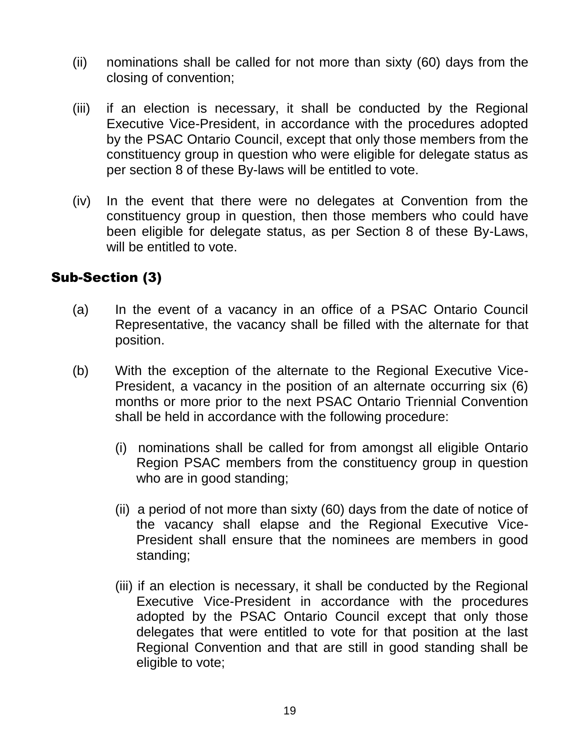(ii) nominations shall be called for not more than sixty (60) days from the closing of convention;

(iii) if an election is necessary, it shall be conducted by the Regional Executive Vice-President, in accordance with the procedures adopted by the PSAC Ontario Council, except that only those members from the constituency group in question who were eligible for delegate status as per section 8 of these By-laws will be entitled to vote.

(iv) In the event that there were no delegates at Convention from the constituency group in question, then those members who could have been eligible for delegate status, as per Section 8 of these By-Laws, will be entitled to vote.

## Sub-Section (3)

(a) In the event of a vacancy in an office of a PSAC Ontario Council Representative, the vacancy shall be filled with the alternate for that position.

(b) With the exception of the alternate to the Regional Executive Vice-President, a vacancy in the position of an alternate occurring six (6) months or more prior to the next PSAC Ontario Triennial Convention shall be held in accordance with the following procedure:

(i) nominations shall be called for from amongst all eligible Ontario Region PSAC members from the constituency group in question who are in good standing;

(ii) a period of not more than sixty (60) days from the date of notice of the vacancy shall elapse and the Regional Executive Vice-President shall ensure that the nominees are members in good standing;

(iii) if an election is necessary, it shall be conducted by the Regional Executive Vice-President in accordance with the procedures adopted by the PSAC Ontario Council except that only those delegates that were entitled to vote for that position at the last Regional Convention and that are still in good standing shall be eligible to vote;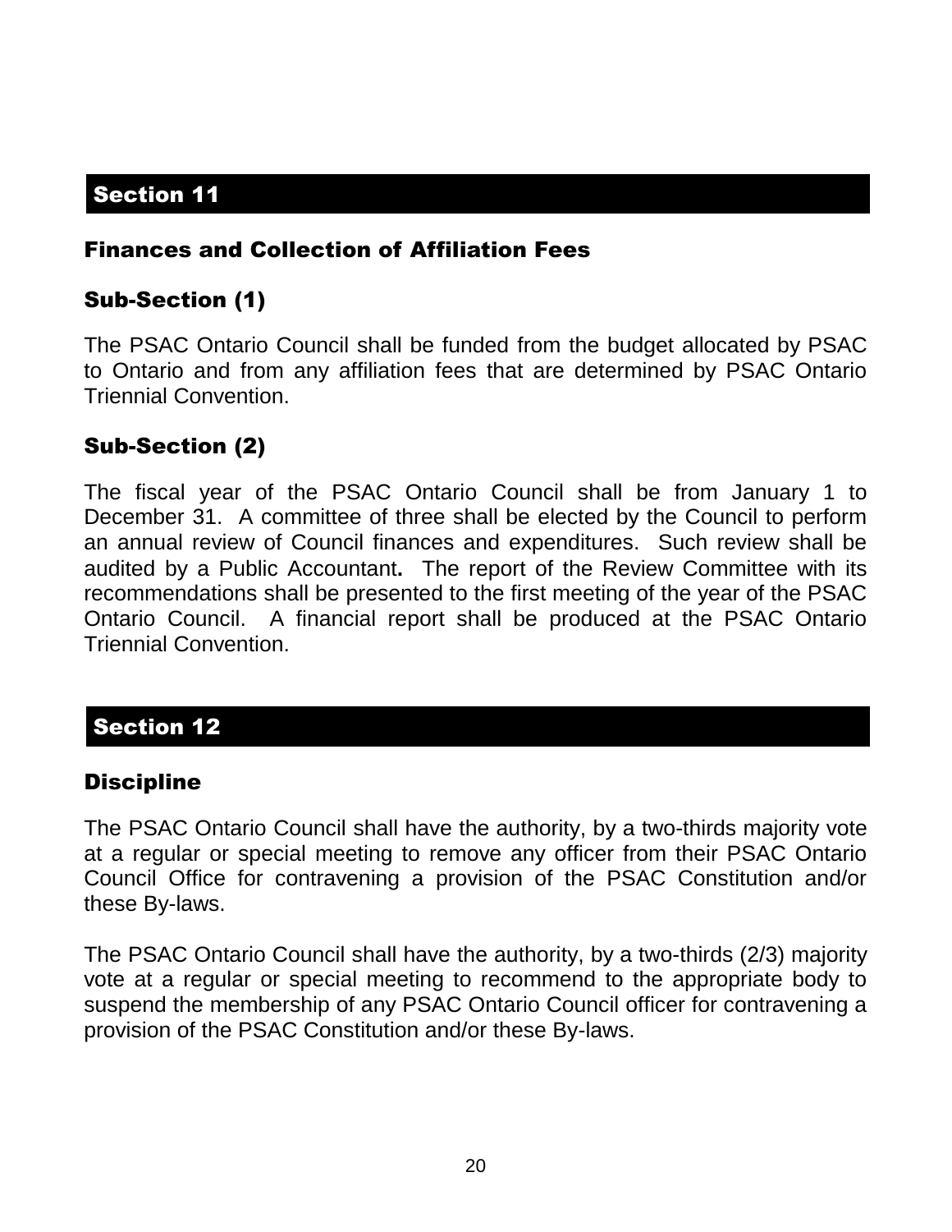## Section 11

### Finances and Collection of Affiliation Fees

#### Sub-Section (1)

The PSAC Ontario Council shall be funded from the budget allocated by PSAC to Ontario and from any affiliation fees that are determined by PSAC Ontario Triennial Convention.

#### Sub-Section (2)

The fiscal year of the PSAC Ontario Council shall be from January 1 to December 31. A committee of three shall be elected by the Council to perform an annual review of Council finances and expenditures. Such review shall be audited by a Public Accountant**.** The report of the Review Committee with its recommendations shall be presented to the first meeting of the year of the PSAC Ontario Council. A financial report shall be produced at the PSAC Ontario Triennial Convention.

## Section 12

### Discipline

The PSAC Ontario Council shall have the authority, by a two-thirds majority vote at a regular or special meeting to remove any officer from their PSAC Ontario Council Office for contravening a provision of the PSAC Constitution and/or these By-laws.

The PSAC Ontario Council shall have the authority, by a two-thirds (2/3) majority vote at a regular or special meeting to recommend to the appropriate body to suspend the membership of any PSAC Ontario Council officer for contravening a provision of the PSAC Constitution and/or these By-laws.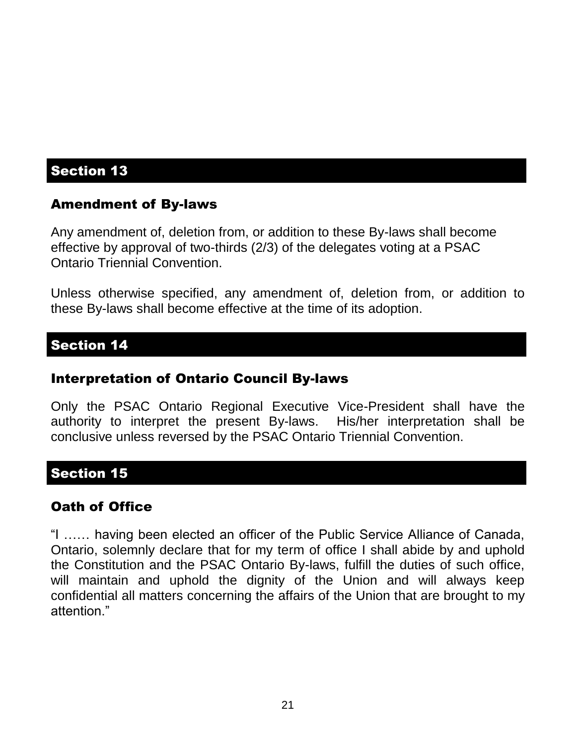## Section 13

### Amendment of By-laws

Any amendment of, deletion from, or addition to these By-laws shall become effective by approval of two-thirds (2/3) of the delegates voting at a PSAC Ontario Triennial Convention.

Unless otherwise specified, any amendment of, deletion from, or addition to these By-laws shall become effective at the time of its adoption.

## Section 14

### Interpretation of Ontario Council By-laws

Only the PSAC Ontario Regional Executive Vice-President shall have the authority to interpret the present By-laws. His/her interpretation shall be conclusive unless reversed by the PSAC Ontario Triennial Convention.

## Section 15

### Oath of Office

"I …… having been elected an officer of the Public Service Alliance of Canada, Ontario, solemnly declare that for my term of office I shall abide by and uphold the Constitution and the PSAC Ontario By-laws, fulfill the duties of such office, will maintain and uphold the dignity of the Union and will always keep confidential all matters concerning the affairs of the Union that are brought to my attention."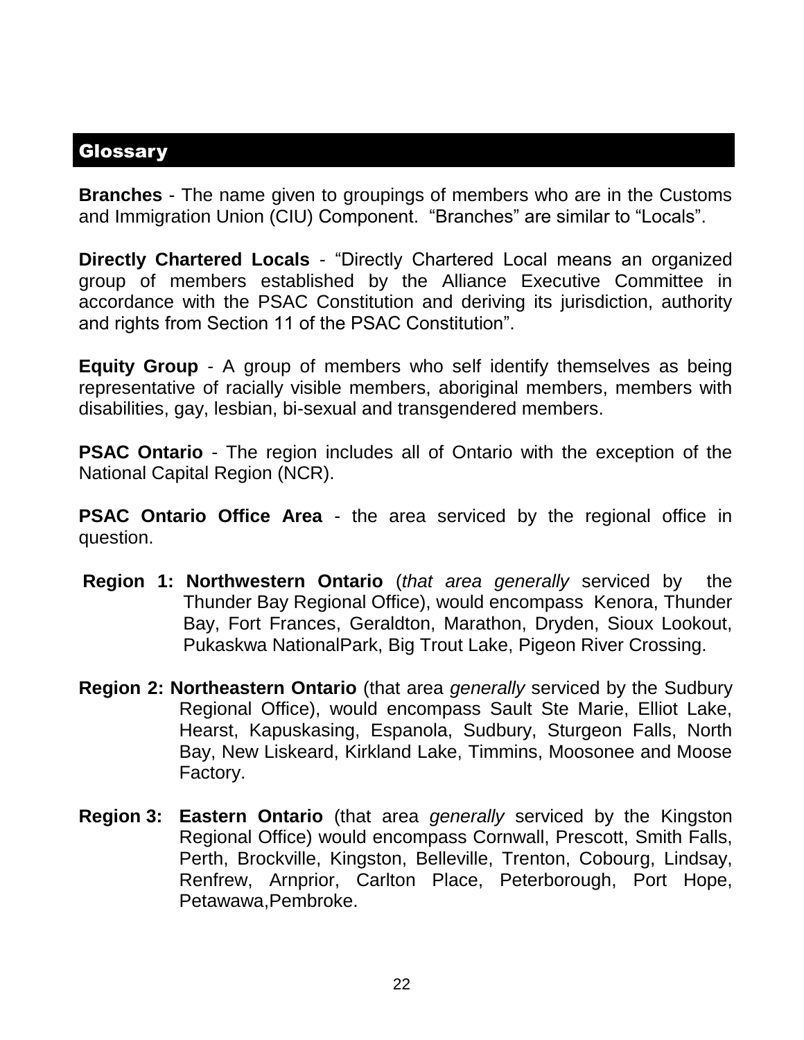## Glossary

**Branches** - The name given to groupings of members who are in the Customs and Immigration Union (CIU) Component. "Branches" are similar to "Locals".

**Directly Chartered Locals** - "Directly Chartered Local means an organized group of members established by the Alliance Executive Committee in accordance with the PSAC Constitution and deriving its jurisdiction, authority and rights from Section 11 of the PSAC Constitution".

**Equity Group** - A group of members who self identify themselves as being representative of racially visible members, aboriginal members, members with disabilities, gay, lesbian, bi-sexual and transgendered members.

**PSAC Ontario** - The region includes all of Ontario with the exception of the National Capital Region (NCR).

**PSAC Ontario Office Area** - the area serviced by the regional office in question.

**Region 1: Northwestern Ontario** (*that area generally* serviced by the Thunder Bay Regional Office), would encompass Kenora, Thunder Bay, Fort Frances, Geraldton, Marathon, Dryden, Sioux Lookout, Pukaskwa NationalPark, Big Trout Lake, Pigeon River Crossing.

**Region 2: Northeastern Ontario** (that area *generally* serviced by the Sudbury Regional Office), would encompass Sault Ste Marie, Elliot Lake, Hearst, Kapuskasing, Espanola, Sudbury, Sturgeon Falls, North Bay, New Liskeard, Kirkland Lake, Timmins, Moosonee and Moose Factory.

**Region 3: Eastern Ontario** (that area *generally* serviced by the Kingston Regional Office) would encompass Cornwall, Prescott, Smith Falls, Perth, Brockville, Kingston, Belleville, Trenton, Cobourg, Lindsay, Renfrew, Arnprior, Carlton Place, Peterborough, Port Hope, Petawawa,Pembroke.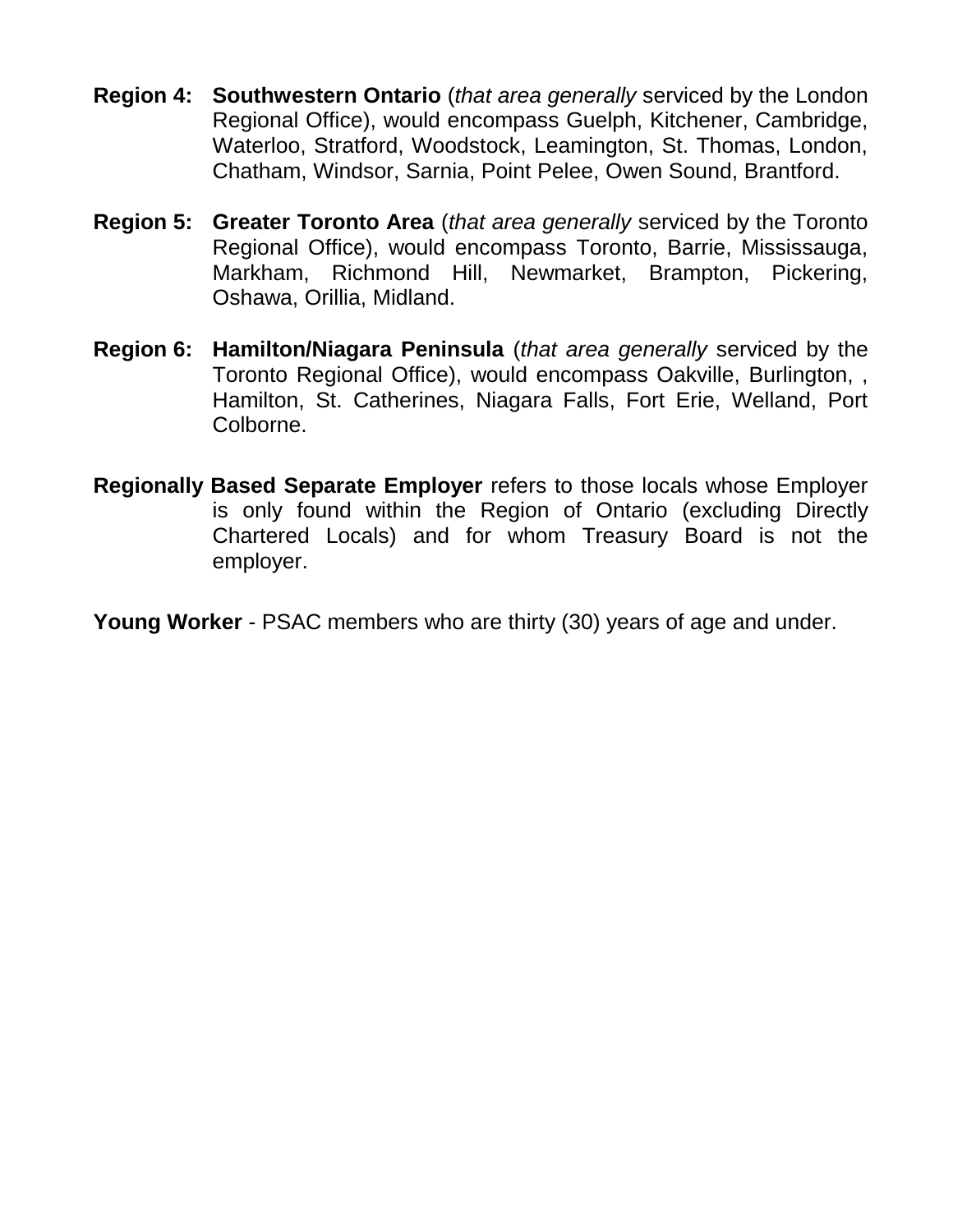**Region 4:** **Southwestern Ontario** (*that area generally* serviced by the London Regional Office), would encompass Guelph, Kitchener, Cambridge, Waterloo, Stratford, Woodstock, Leamington, St. Thomas, London, Chatham, Windsor, Sarnia, Point Pelee, Owen Sound, Brantford.

**Region 5:** **Greater Toronto Area** (*that area generally* serviced by the Toronto Regional Office), would encompass Toronto, Barrie, Mississauga, Markham, Richmond Hill, Newmarket, Brampton, Pickering, Oshawa, Orillia, Midland.

**Region 6:** **Hamilton/Niagara Peninsula** (*that area generally* serviced by the Toronto Regional Office), would encompass Oakville, Burlington, , Hamilton, St. Catherines, Niagara Falls, Fort Erie, Welland, Port Colborne.

**Regionally Based Separate Employer** refers to those locals whose Employer is only found within the Region of Ontario (excluding Directly Chartered Locals) and for whom Treasury Board is not the employer.

**Young Worker** - PSAC members who are thirty (30) years of age and under.